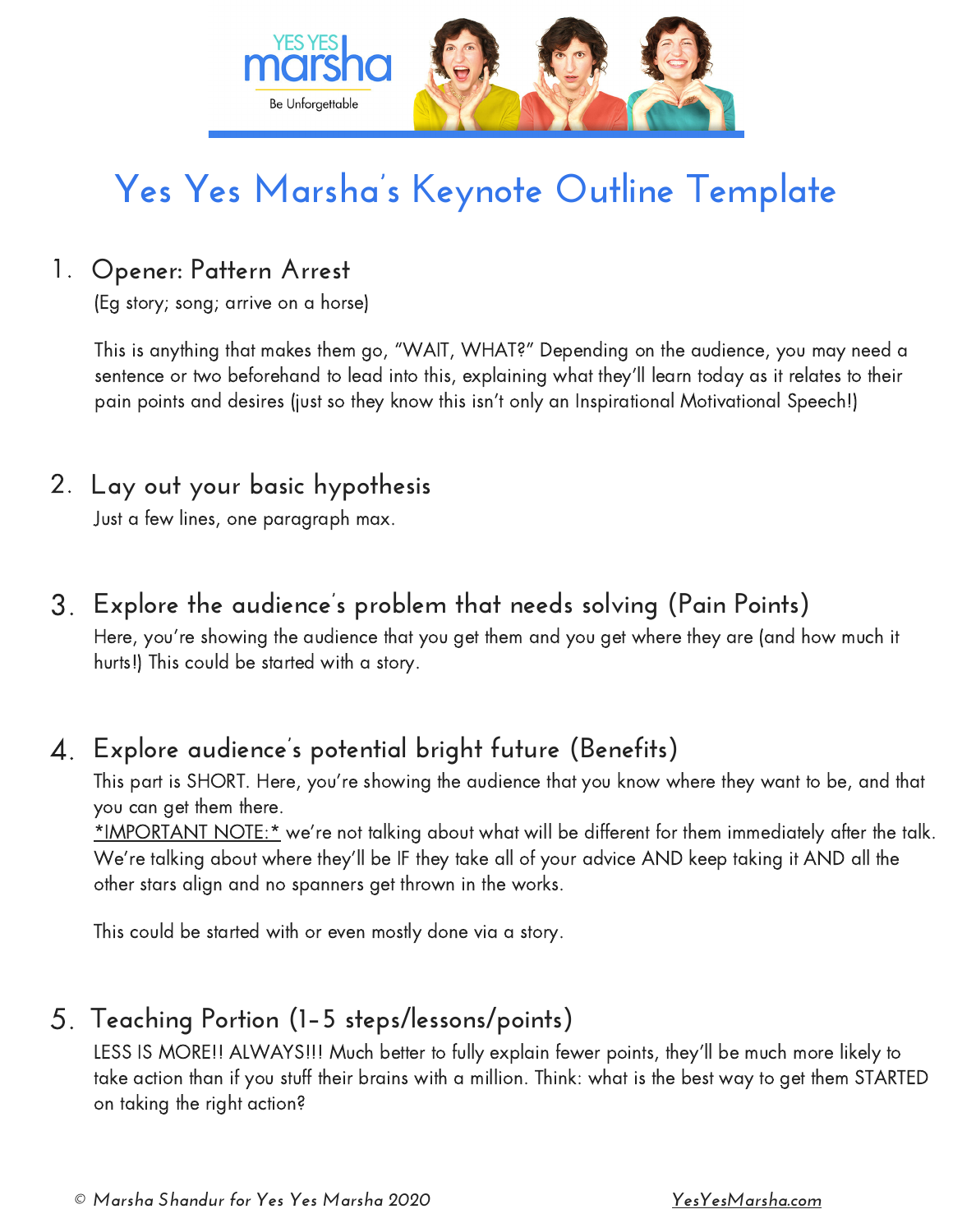# Yes Yes Marsha's Keynote Outline Template

1. **Opener: Pattern Arrest**
   (Eg story; song; arrive on a horse)

   This is anything that makes them go, "WAIT, WHAT?" Depending on the audience, you may need a sentence or two beforehand to lead into this, explaining what they'll learn today as it relates to their pain points and desires (just so they know this isn't only an Inspirational Motivational Speech!)

2. **Lay out your basic hypothesis**
   Just a few lines, one paragraph max.

3. **Explore the audience's problem that needs solving (Pain Points)**
   Here, you're showing the audience that you get them and you get where they are (and how much it hurts!) This could be started with a story.

4. **Explore audience's potential bright future (Benefits)**
   This part is SHORT. Here, you're showing the audience that you know where they want to be, and that you can get them there.
   *IMPORTANT NOTE:* we're not talking about what will be different for them immediately after the talk. We're talking about where they'll be IF they take all of your advice AND keep taking it AND all the other stars align and no spanners get thrown in the works.

   This could be started with or even mostly done via a story.

5. **Teaching Portion (1-5 steps/lessons/points)**
   LESS IS MORE!! ALWAYS!!! Much better to fully explain fewer points, they'll be much more likely to take action than if you stuff their brains with a million. Think: what is the best way to get them STARTED on taking the right action?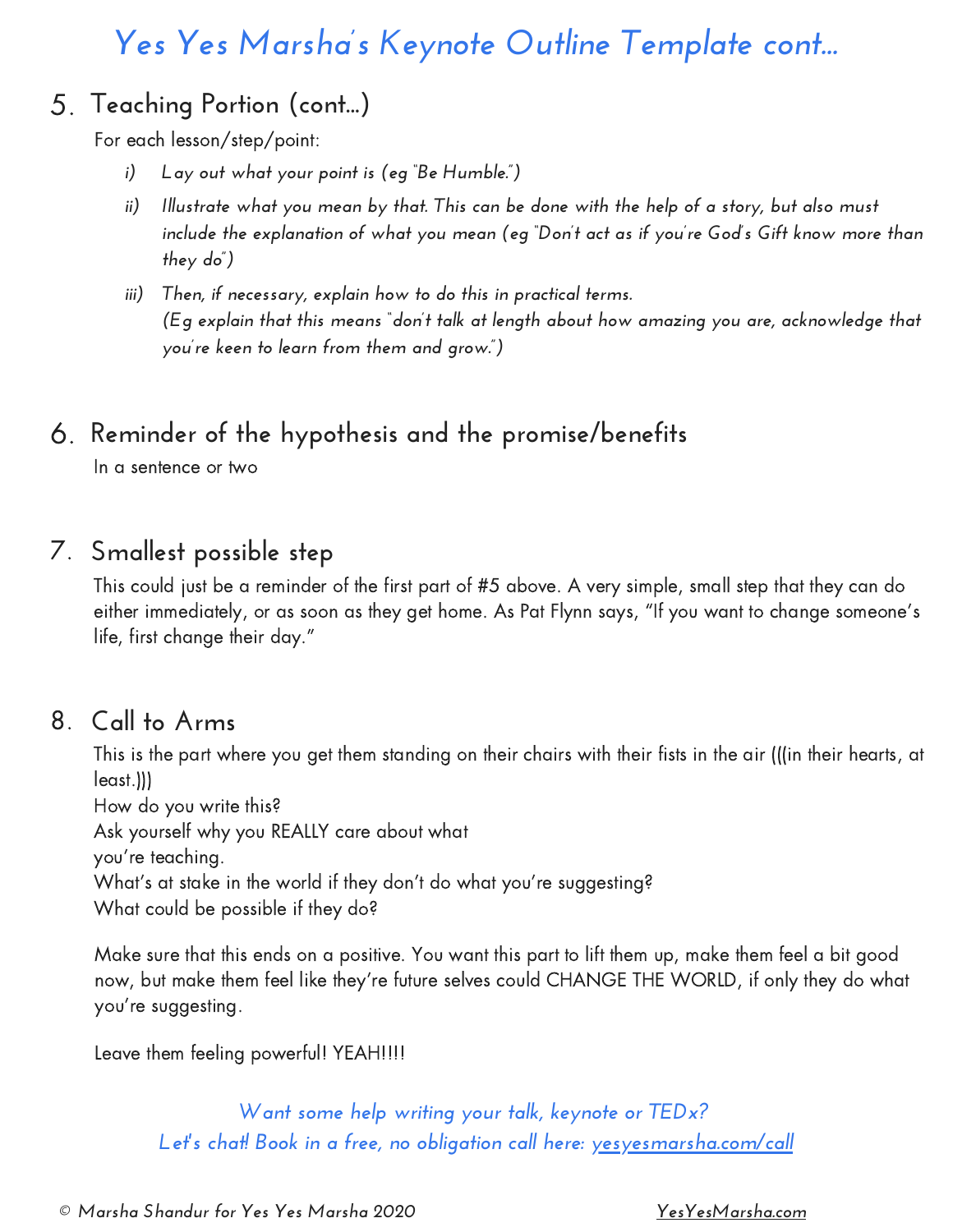# Yes Yes Marsha's Keynote Outline Template cont...

## 5. Teaching Portion (cont...)

For each lesson/step/point:

i) *Lay out what your point is (eg "Be Humble.")*

ii) *Illustrate what you mean by that. This can be done with the help of a story, but also must include the explanation of what you mean (eg "Don't act as if you're God's Gift know more than they do")*

iii) *Then, if necessary, explain how to do this in practical terms.*
*(Eg explain that this means "don't talk at length about how amazing you are, acknowledge that you're keen to learn from them and grow.")*

## 6. Reminder of the hypothesis and the promise/benefits

In a sentence or two

## 7. Smallest possible step

This could just be a reminder of the first part of #5 above. A very simple, small step that they can do either immediately, or as soon as they get home. As Pat Flynn says, "If you want to change someone's life, first change their day."

## 8. Call to Arms

This is the part where you get them standing on their chairs with their fists in the air (((in their hearts, at least.)))
How do you write this?
Ask yourself why you REALLY care about what
you're teaching.
What's at stake in the world if they don't do what you're suggesting?
What could be possible if they do?

Make sure that this ends on a positive. You want this part to lift them up, make them feel a bit good now, but make them feel like they're future selves could CHANGE THE WORLD, if only they do what you're suggesting.

Leave them feeling powerful! YEAH!!!!

*Want some help writing your talk, keynote or TEDx?*
*Let's chat! Book in a free, no obligation call here: yesyesmarsha.com/call*

*© Marsha Shandur for Yes Yes Marsha 2020* YesYesMarsha.com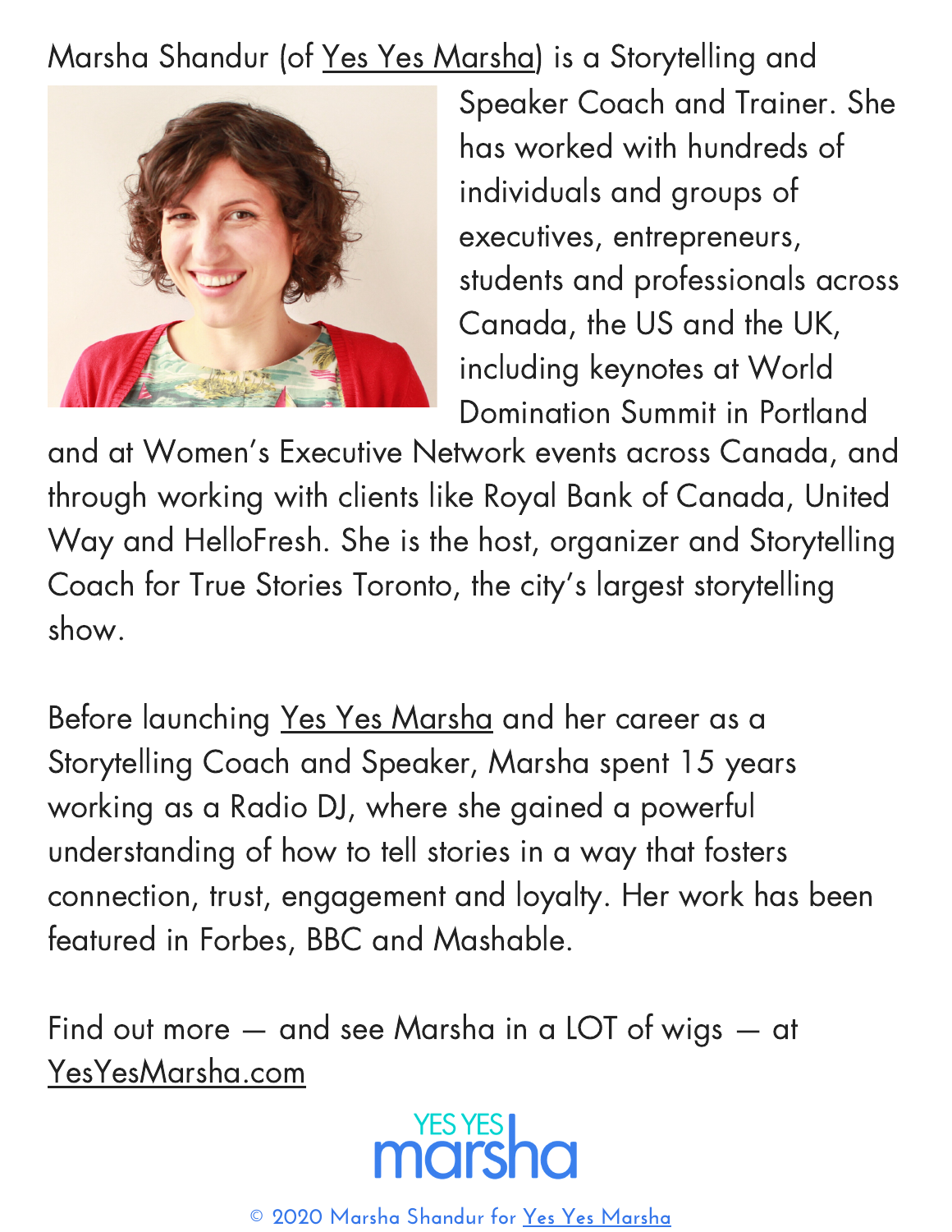Marsha Shandur (of Yes Yes Marsha) is a Storytelling and Speaker Coach and Trainer. She has worked with hundreds of individuals and groups of executives, entrepreneurs, students and professionals across Canada, the US and the UK, including keynotes at World Domination Summit in Portland and at Women's Executive Network events across Canada, and through working with clients like Royal Bank of Canada, United Way and HelloFresh. She is the host, organizer and Storytelling Coach for True Stories Toronto, the city's largest storytelling show.

Before launching Yes Yes Marsha and her career as a Storytelling Coach and Speaker, Marsha spent 15 years working as a Radio DJ, where she gained a powerful understanding of how to tell stories in a way that fosters connection, trust, engagement and loyalty. Her work has been featured in Forbes, BBC and Mashable.

Find out more — and see Marsha in a LOT of wigs — at YesYesMarsha.com

YES YES marsha

© 2020 Marsha Shandur for Yes Yes Marsha